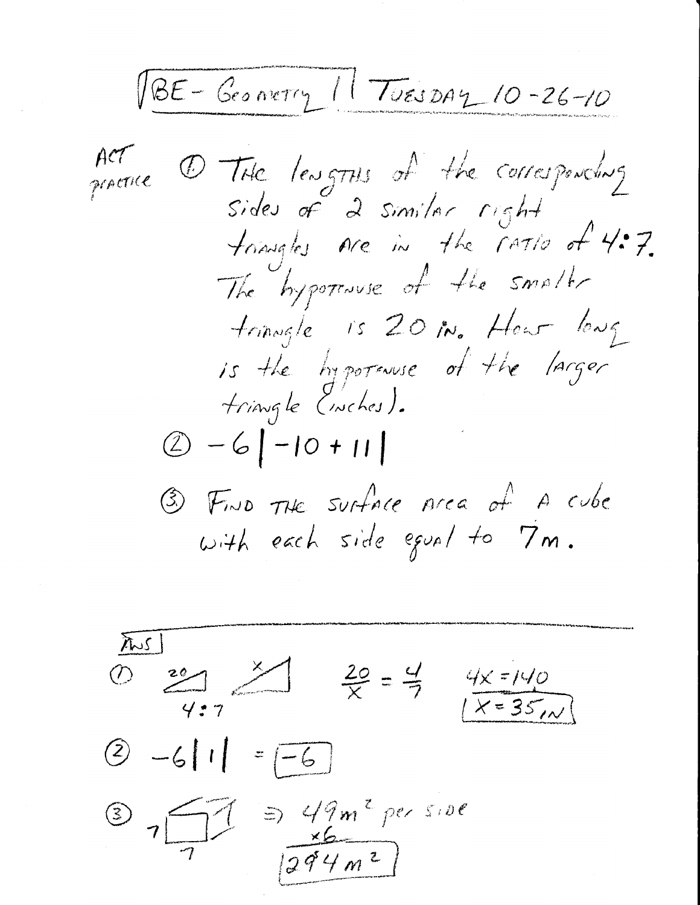# BE - Geometry 11 Tuesday 10-26-10

ACT practice

1. The lengths of the corresponding sides of 2 similar right triangles are in the ratio of 4:7. The hypotenuse of the smaller triangle is 20 in. How long is the hypotenuse of the larger triangle (inches).

2. $-6|-10+11|$

3. Find the surface area of a cube with each side equal to 7m.

---

**Ans**

1. 20, x, 4:7 $\quad \frac{20}{x} = \frac{4}{7} \quad 4x = 140 \quad$ **$x = 35$ in**

2. $-6|1| =$ **$-6$**

3. 7, 7 $\Rightarrow 49 m^2$ per side
   $\times 6$
   **$294 m^2$**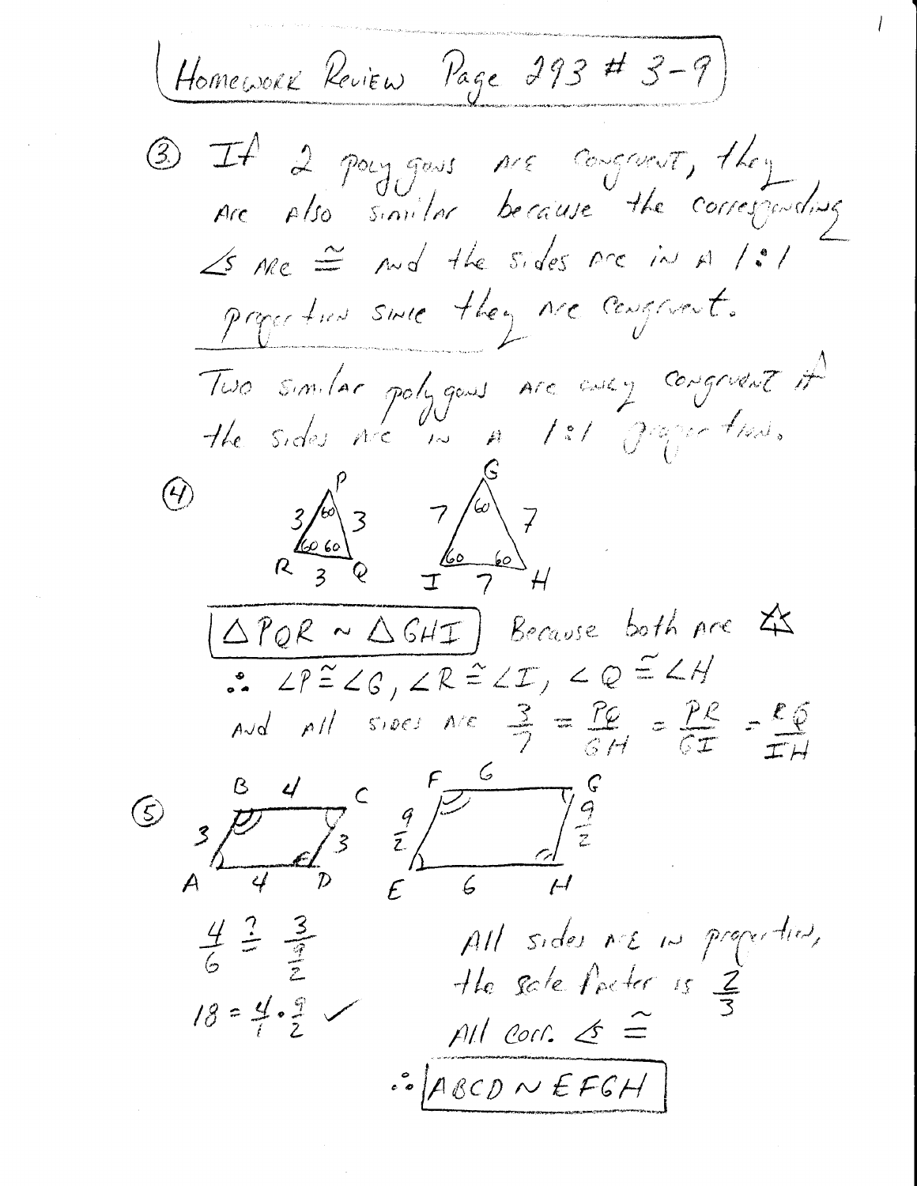# Homework Review Page 293 # 3-9

③ If 2 polygons are congruent, they are also similar because the corresponding $\angle$s are $\cong$ and the sides are in a 1:1 proportion since they are congruent.

Two similar polygons are only congruent if the sides are in a 1:1 proportion.

④

Triangle PQR: sides 3, 3, 3; angles 60, 60, 60. Triangle GHI: sides 7, 7, 7; angles 60, 60, 60.

**$\triangle PQR \sim \triangle GHI$** Because both are equilateral $\triangle$s

$\therefore \angle P \cong \angle G, \angle R \cong \angle I, \angle Q \cong \angle H$

And all sides are $\frac{3}{7} = \frac{PQ}{GH} = \frac{PR}{GI} = \frac{RQ}{IH}$

⑤

Parallelogram ABCD: AB = 3, BC = 4, CD = 3, AD = 4. Parallelogram EFGH: EF = $\frac{9}{2}$, FG = 6, GH = $\frac{9}{2}$, EH = 6.

$\frac{4}{6} \stackrel{?}{=} \frac{3}{\frac{9}{2}}$

$18 = \frac{4}{1} \cdot \frac{9}{2}$ ✓

All sides are in proportion, the scale factor is $\frac{2}{3}$

All corr. $\angle$s $\cong$

$\therefore$ **ABCD $\sim$ EFGH**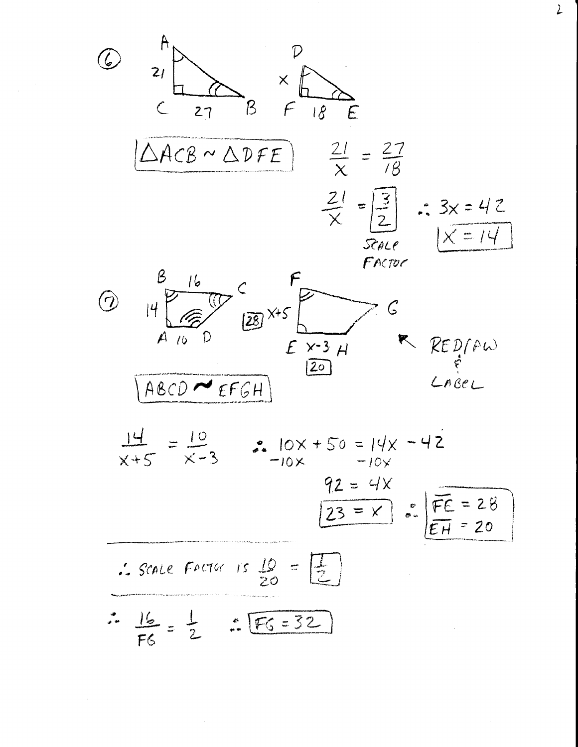⑥

A, 21, C, 27, B    D, x, F, 18, E

$\triangle ACB \sim \triangle DFE$

$$\frac{21}{x} = \frac{27}{18}$$

$$\frac{21}{x} = \boxed{\frac{3}{2}} \quad \therefore 3x = 42$$

SCALE FACTOR

$\boxed{x = 14}$

⑦

B, 16, C, 14, A, 10, D    F, [28] $x+5$, G, E, $x-3$, H, [20]

↖ REDRAW & LABEL

$ABCD \sim EFGH$

$$\frac{14}{x+5} = \frac{10}{x-3} \quad \therefore 10x + 50 = 14x - 42$$

$$-10x \qquad\qquad -10x$$

$$92 = 4x$$

$\boxed{23 = x}$ $\therefore$ $\boxed{\overline{FE} = 28 \quad \overline{EH} = 20}$

---

$\therefore$ SCALE FACTOR IS $\frac{10}{20} = \boxed{\frac{1}{2}}$

---

$\therefore \frac{16}{FG} = \frac{1}{2} \quad \therefore \boxed{FG = 32}$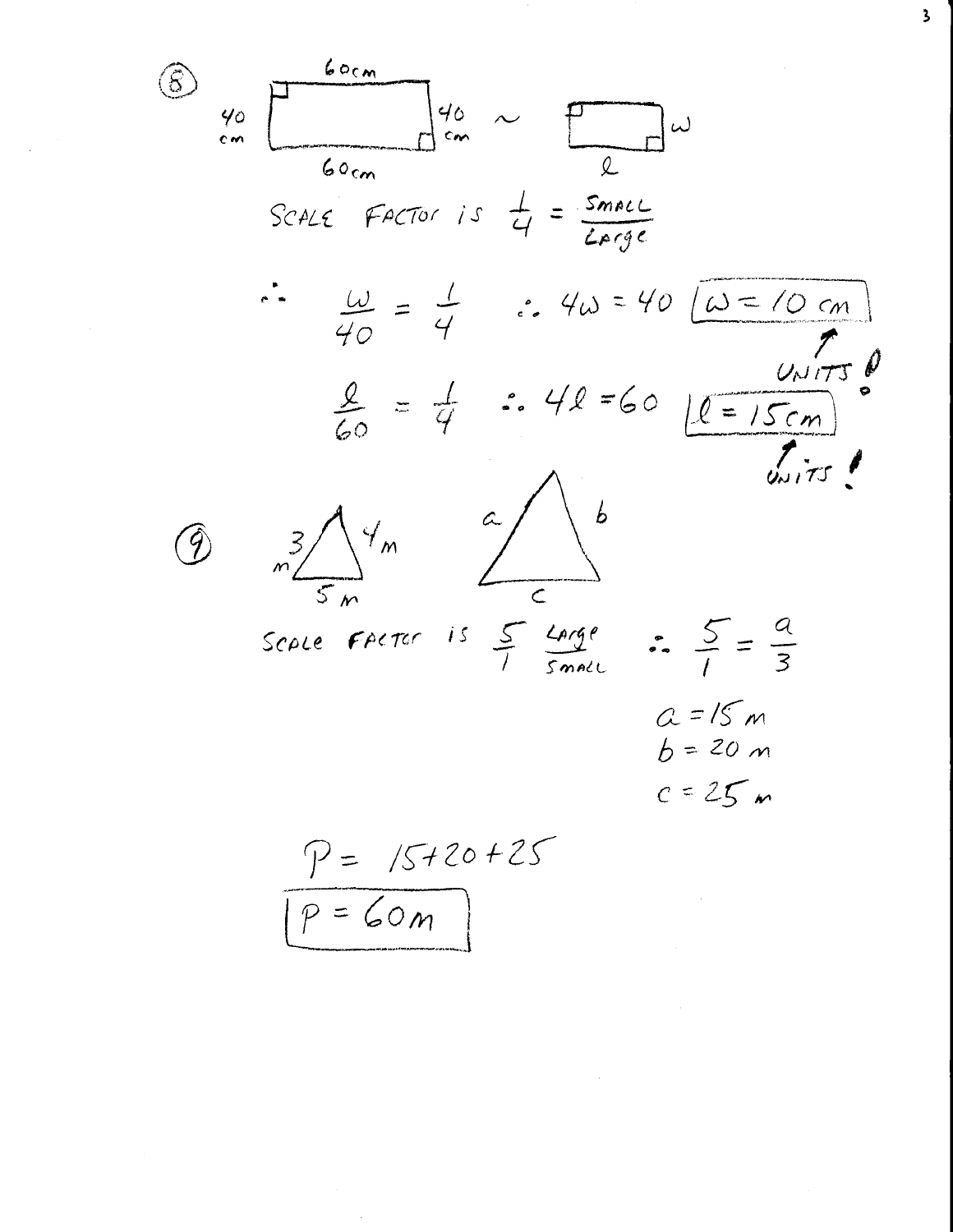(8)

60 cm

40 cm | 40 cm ~ | w

60 cm

$l$

SCALE FACTOR is $\frac{1}{4} = \frac{\text{Small}}{\text{Large}}$

$\therefore \quad \frac{w}{40} = \frac{1}{4} \quad \therefore 4w = 40$ $\boxed{w = 10 \text{ cm}}$

UNITS!

$\frac{l}{60} = \frac{1}{4} \quad \therefore 4l = 60$ $\boxed{l = 15 \text{ cm}}$

UNITS!

(9)

3 m, 4 m, 5 m

a, b, c

SCALE FACTOR is $\frac{5}{1} \frac{\text{Large}}{\text{Small}}$ $\quad \therefore \frac{5}{1} = \frac{a}{3}$

$a = 15 \text{ m}$

$b = 20 \text{ m}$

$c = 25 \text{ m}$

$P = 15 + 20 + 25$

$\boxed{P = 60 \text{ m}}$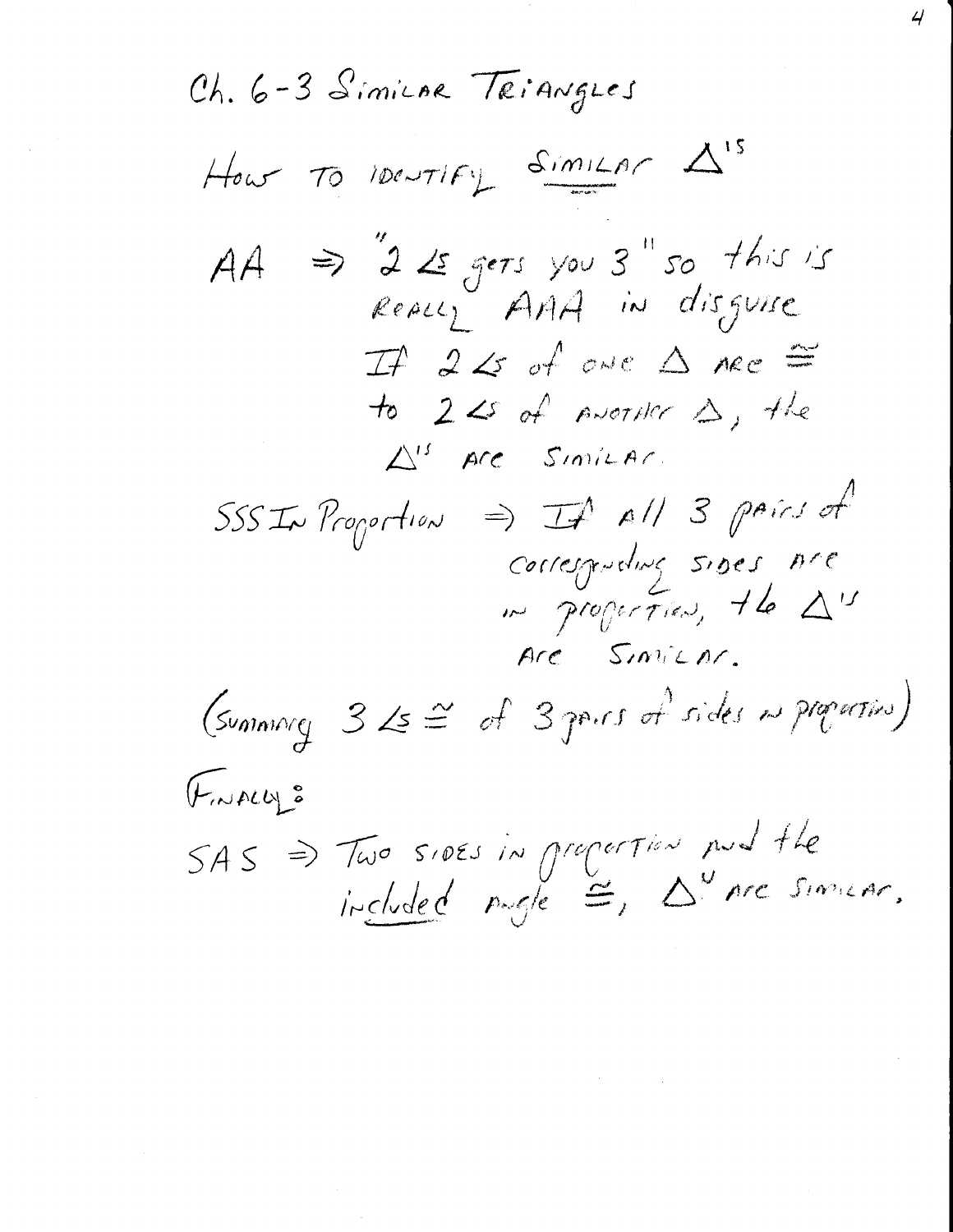# Ch. 6-3 Similar Triangles

How to identify <u>similar</u> $\triangle$'s

AA $\Rightarrow$ "2 $\angle$s gets you 3" so this is really AAA in disguise
If 2 $\angle$s of one $\triangle$ are $\cong$ to 2 $\angle$s of another $\triangle$, the $\triangle$'s are similar.

SSS In Proportion $\Rightarrow$ If all 3 pairs of corresponding sides are in proportion, the $\triangle$'s are similar.

(Summary 3 $\angle$s $\cong$ of 3 pairs of sides in proportion)

Finally:

SAS $\Rightarrow$ Two sides in proportion and the <u>included</u> angle $\cong$, $\triangle$'s are similar.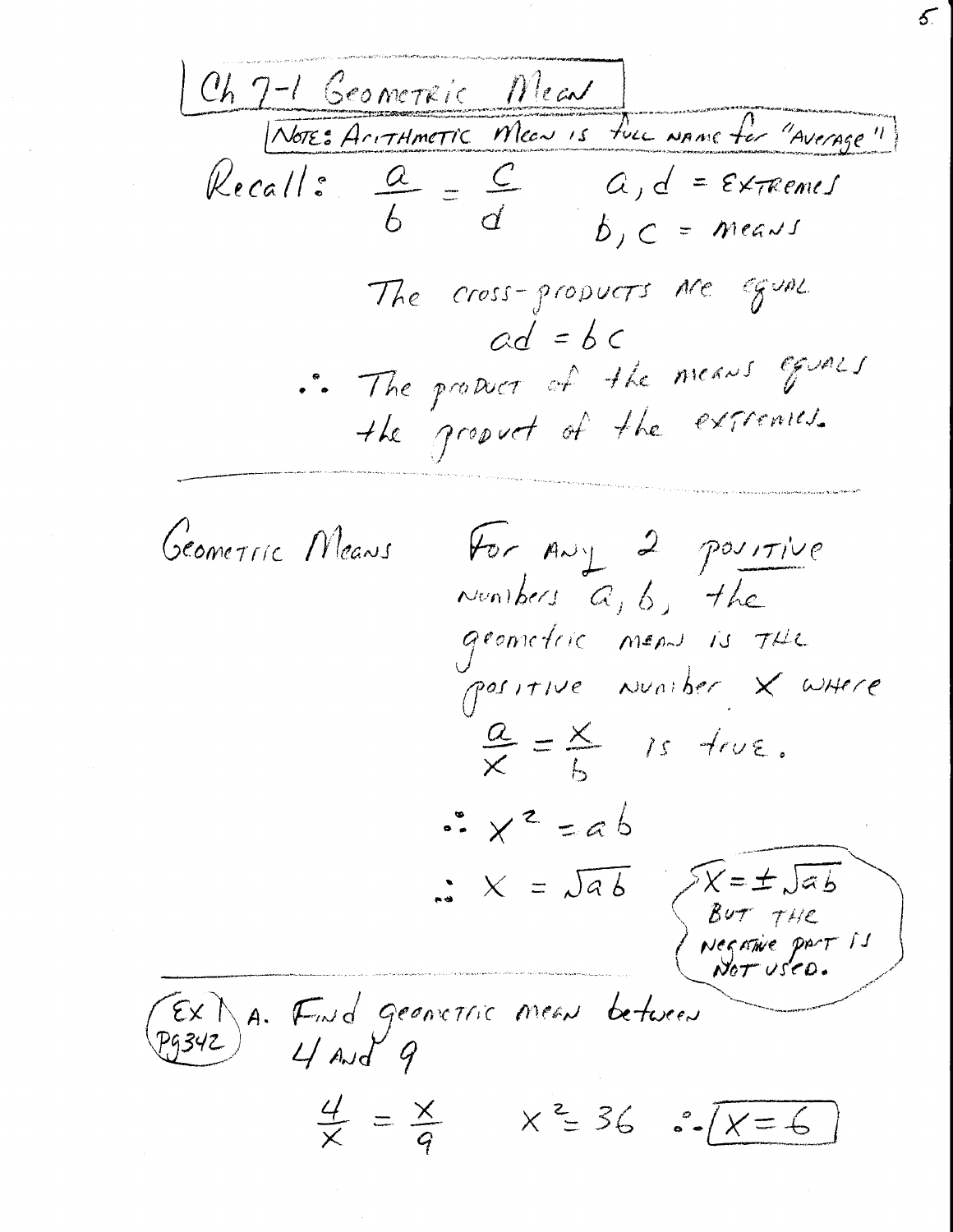# Ch 7-1 Geometric Mean

NOTE: Arithmetic Mean is full name for "Average"

Recall: $\frac{a}{b} = \frac{c}{d}$   $a, d$ = extremes
$b, c$ = means

The cross-products are equal

$$ad = bc$$

$\therefore$ The product of the means equals the product of the extremes.

---

**Geometric Means**   For any 2 positive numbers $a, b$, the geometric mean is the positive number $x$ where $\frac{a}{x} = \frac{x}{b}$ is true.

$$\therefore x^2 = ab$$

$$\therefore x = \sqrt{ab}$$

($x = \pm\sqrt{ab}$ but the negative part is not used.)

---

(Ex 1 Pg342) A. Find geometric mean between 4 and 9

$$\frac{4}{x} = \frac{x}{9} \quad x^2 = 36 \quad \therefore \boxed{x = 6}$$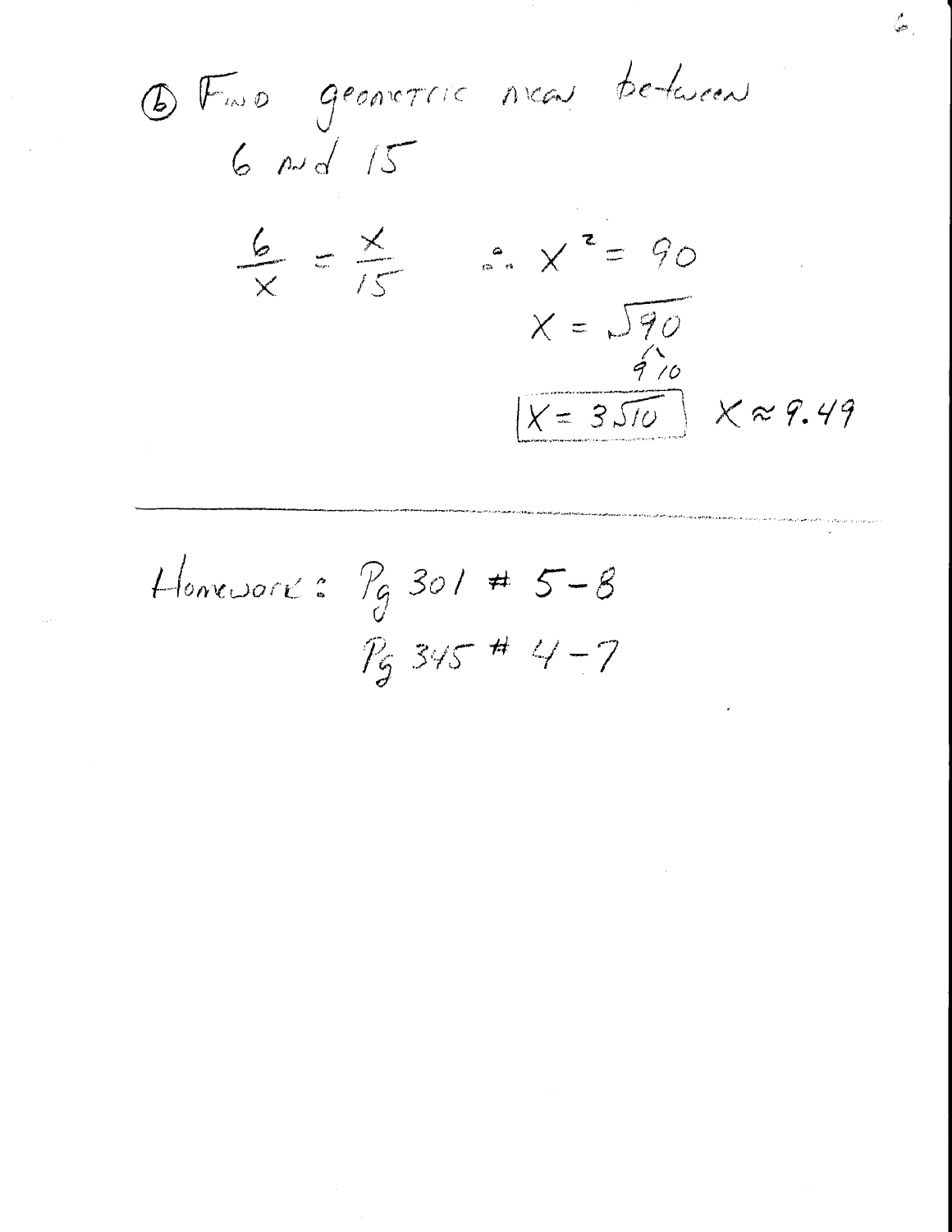(b) Find geometric mean between 6 and 15

$$\frac{6}{x} = \frac{x}{15} \quad \therefore x^2 = 90$$

$$x = \sqrt{90}$$

$$9 \cdot 10$$

$$\boxed{x = 3\sqrt{10}} \quad x \approx 9.49$$

---

Homework: Pg 301 # 5–8

Pg 345 # 4–7